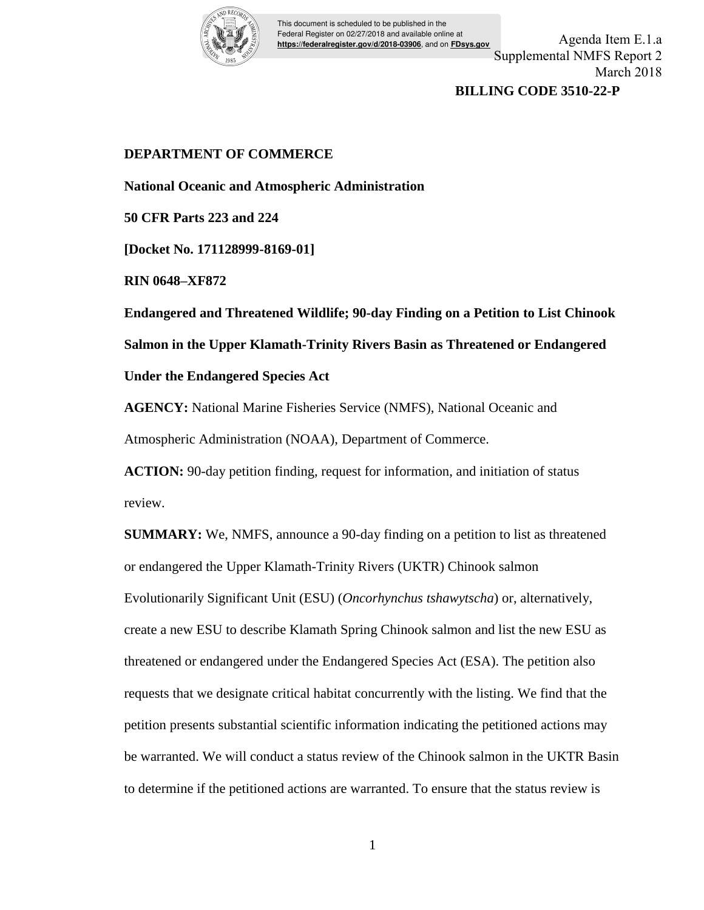This document is scheduled to be published in the Federal Register on 02/27/2018 and available online at https://federalregister.gov/d/2018-03906, and on FDsys.gov

Agenda Item E.1.a
Supplemental NMFS Report 2
March 2018

**BILLING CODE 3510-22-P**

**DEPARTMENT OF COMMERCE**

**National Oceanic and Atmospheric Administration**

**50 CFR Parts 223 and 224**

**[Docket No. 171128999-8169-01]**

**RIN 0648–XF872**

**Endangered and Threatened Wildlife; 90-day Finding on a Petition to List Chinook Salmon in the Upper Klamath-Trinity Rivers Basin as Threatened or Endangered Under the Endangered Species Act**

**AGENCY:** National Marine Fisheries Service (NMFS), National Oceanic and Atmospheric Administration (NOAA), Department of Commerce.

**ACTION:** 90-day petition finding, request for information, and initiation of status review.

**SUMMARY:** We, NMFS, announce a 90-day finding on a petition to list as threatened or endangered the Upper Klamath-Trinity Rivers (UKTR) Chinook salmon Evolutionarily Significant Unit (ESU) (*Oncorhynchus tshawytscha*) or, alternatively, create a new ESU to describe Klamath Spring Chinook salmon and list the new ESU as threatened or endangered under the Endangered Species Act (ESA). The petition also requests that we designate critical habitat concurrently with the listing. We find that the petition presents substantial scientific information indicating the petitioned actions may be warranted. We will conduct a status review of the Chinook salmon in the UKTR Basin to determine if the petitioned actions are warranted. To ensure that the status review is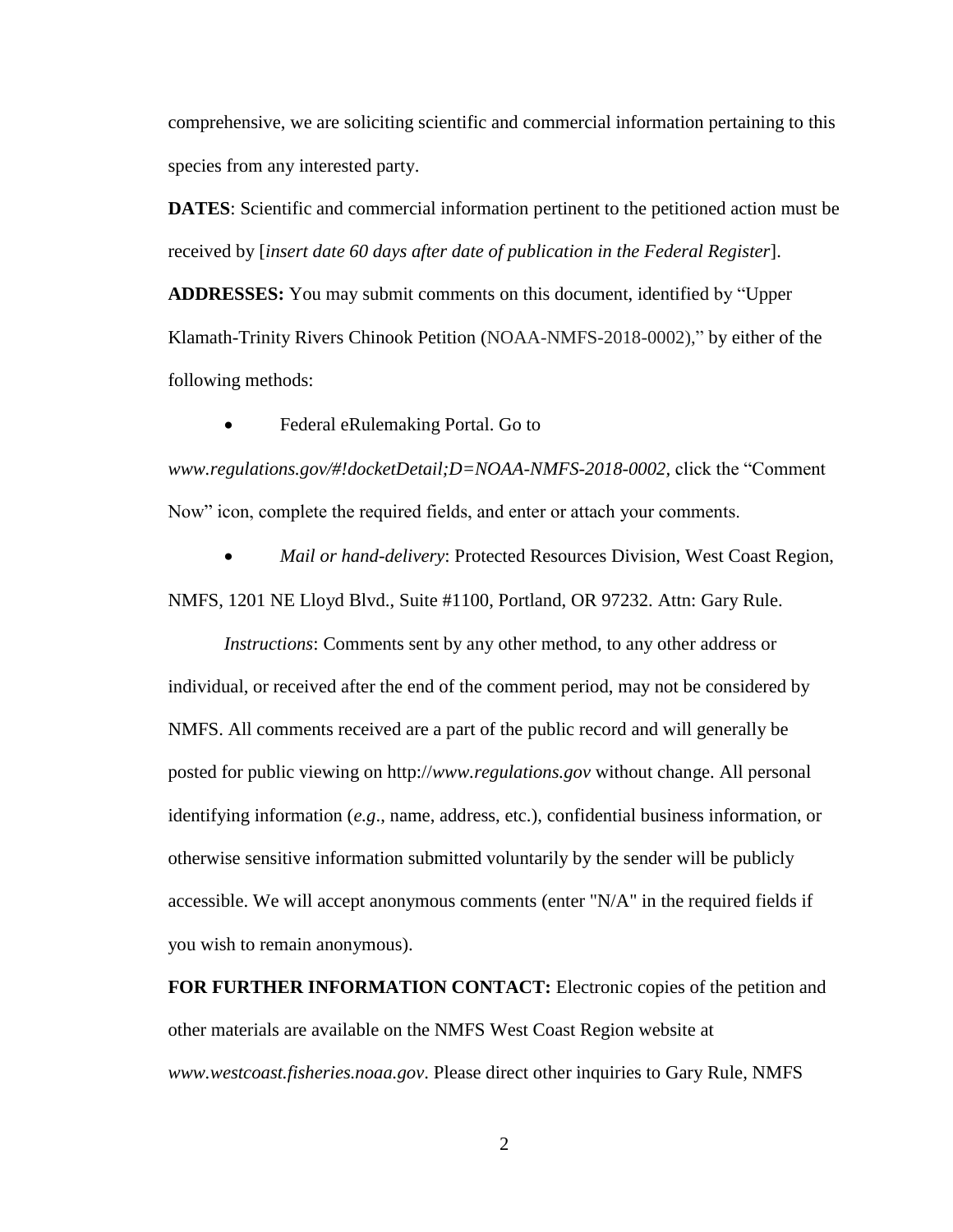comprehensive, we are soliciting scientific and commercial information pertaining to this species from any interested party.

**DATES**: Scientific and commercial information pertinent to the petitioned action must be received by [*insert date 60 days after date of publication in the Federal Register*].

**ADDRESSES:** You may submit comments on this document, identified by "Upper Klamath-Trinity Rivers Chinook Petition (NOAA-NMFS-2018-0002)," by either of the following methods:

- Federal eRulemaking Portal. Go to *www.regulations.gov/#!docketDetail;D=NOAA-NMFS-2018-0002,* click the "Comment Now" icon, complete the required fields, and enter or attach your comments.
- *Mail or hand-delivery*: Protected Resources Division, West Coast Region, NMFS, 1201 NE Lloyd Blvd., Suite #1100, Portland, OR 97232. Attn: Gary Rule.

*Instructions*: Comments sent by any other method, to any other address or individual, or received after the end of the comment period, may not be considered by NMFS. All comments received are a part of the public record and will generally be posted for public viewing on http://*www.regulations.gov* without change. All personal identifying information (*e.g*., name, address, etc.), confidential business information, or otherwise sensitive information submitted voluntarily by the sender will be publicly accessible. We will accept anonymous comments (enter "N/A" in the required fields if you wish to remain anonymous).

**FOR FURTHER INFORMATION CONTACT:** Electronic copies of the petition and other materials are available on the NMFS West Coast Region website at *www.westcoast.fisheries.noaa.gov*. Please direct other inquiries to Gary Rule, NMFS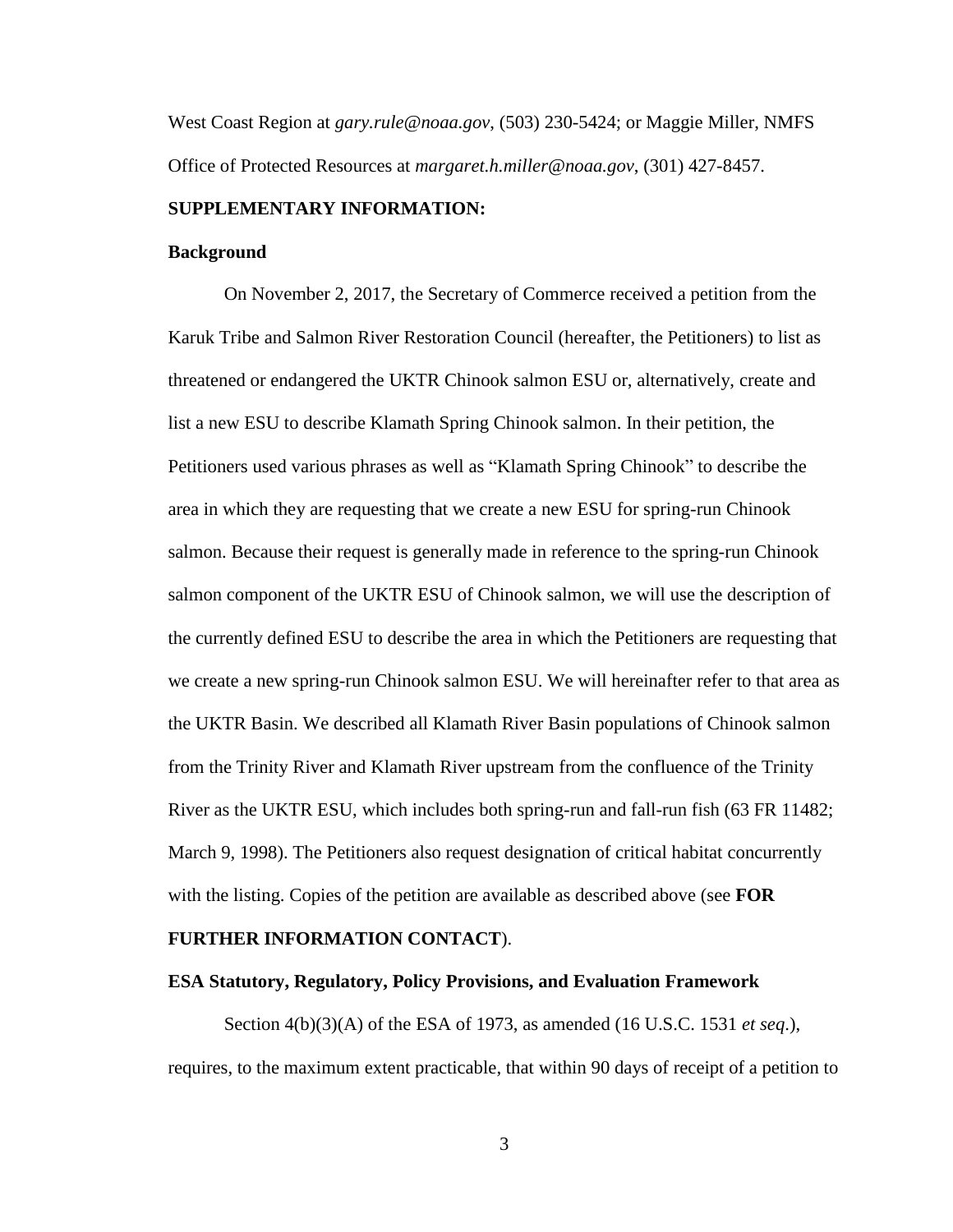West Coast Region at *gary.rule@noaa.gov*, (503) 230-5424; or Maggie Miller, NMFS Office of Protected Resources at *margaret.h.miller@noaa.gov*, (301) 427-8457.

**SUPPLEMENTARY INFORMATION:**

**Background**

On November 2, 2017, the Secretary of Commerce received a petition from the Karuk Tribe and Salmon River Restoration Council (hereafter, the Petitioners) to list as threatened or endangered the UKTR Chinook salmon ESU or, alternatively, create and list a new ESU to describe Klamath Spring Chinook salmon. In their petition, the Petitioners used various phrases as well as "Klamath Spring Chinook" to describe the area in which they are requesting that we create a new ESU for spring-run Chinook salmon. Because their request is generally made in reference to the spring-run Chinook salmon component of the UKTR ESU of Chinook salmon, we will use the description of the currently defined ESU to describe the area in which the Petitioners are requesting that we create a new spring-run Chinook salmon ESU. We will hereinafter refer to that area as the UKTR Basin. We described all Klamath River Basin populations of Chinook salmon from the Trinity River and Klamath River upstream from the confluence of the Trinity River as the UKTR ESU, which includes both spring-run and fall-run fish (63 FR 11482; March 9, 1998). The Petitioners also request designation of critical habitat concurrently with the listing. Copies of the petition are available as described above (see **FOR FURTHER INFORMATION CONTACT**).

**ESA Statutory, Regulatory, Policy Provisions, and Evaluation Framework**

Section 4(b)(3)(A) of the ESA of 1973, as amended (16 U.S.C. 1531 *et seq.*), requires, to the maximum extent practicable, that within 90 days of receipt of a petition to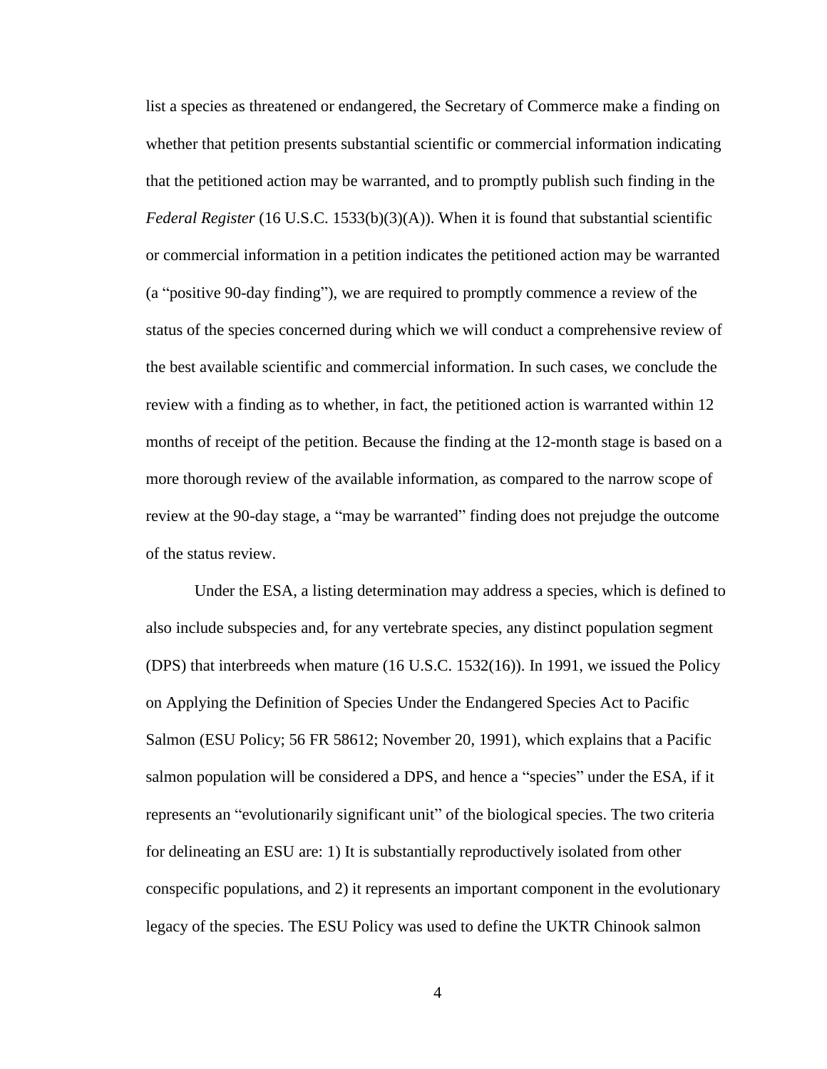list a species as threatened or endangered, the Secretary of Commerce make a finding on whether that petition presents substantial scientific or commercial information indicating that the petitioned action may be warranted, and to promptly publish such finding in the *Federal Register* (16 U.S.C. 1533(b)(3)(A)). When it is found that substantial scientific or commercial information in a petition indicates the petitioned action may be warranted (a "positive 90-day finding"), we are required to promptly commence a review of the status of the species concerned during which we will conduct a comprehensive review of the best available scientific and commercial information. In such cases, we conclude the review with a finding as to whether, in fact, the petitioned action is warranted within 12 months of receipt of the petition. Because the finding at the 12-month stage is based on a more thorough review of the available information, as compared to the narrow scope of review at the 90-day stage, a "may be warranted" finding does not prejudge the outcome of the status review.

Under the ESA, a listing determination may address a species, which is defined to also include subspecies and, for any vertebrate species, any distinct population segment (DPS) that interbreeds when mature (16 U.S.C. 1532(16)). In 1991, we issued the Policy on Applying the Definition of Species Under the Endangered Species Act to Pacific Salmon (ESU Policy; 56 FR 58612; November 20, 1991), which explains that a Pacific salmon population will be considered a DPS, and hence a "species" under the ESA, if it represents an "evolutionarily significant unit" of the biological species. The two criteria for delineating an ESU are: 1) It is substantially reproductively isolated from other conspecific populations, and 2) it represents an important component in the evolutionary legacy of the species. The ESU Policy was used to define the UKTR Chinook salmon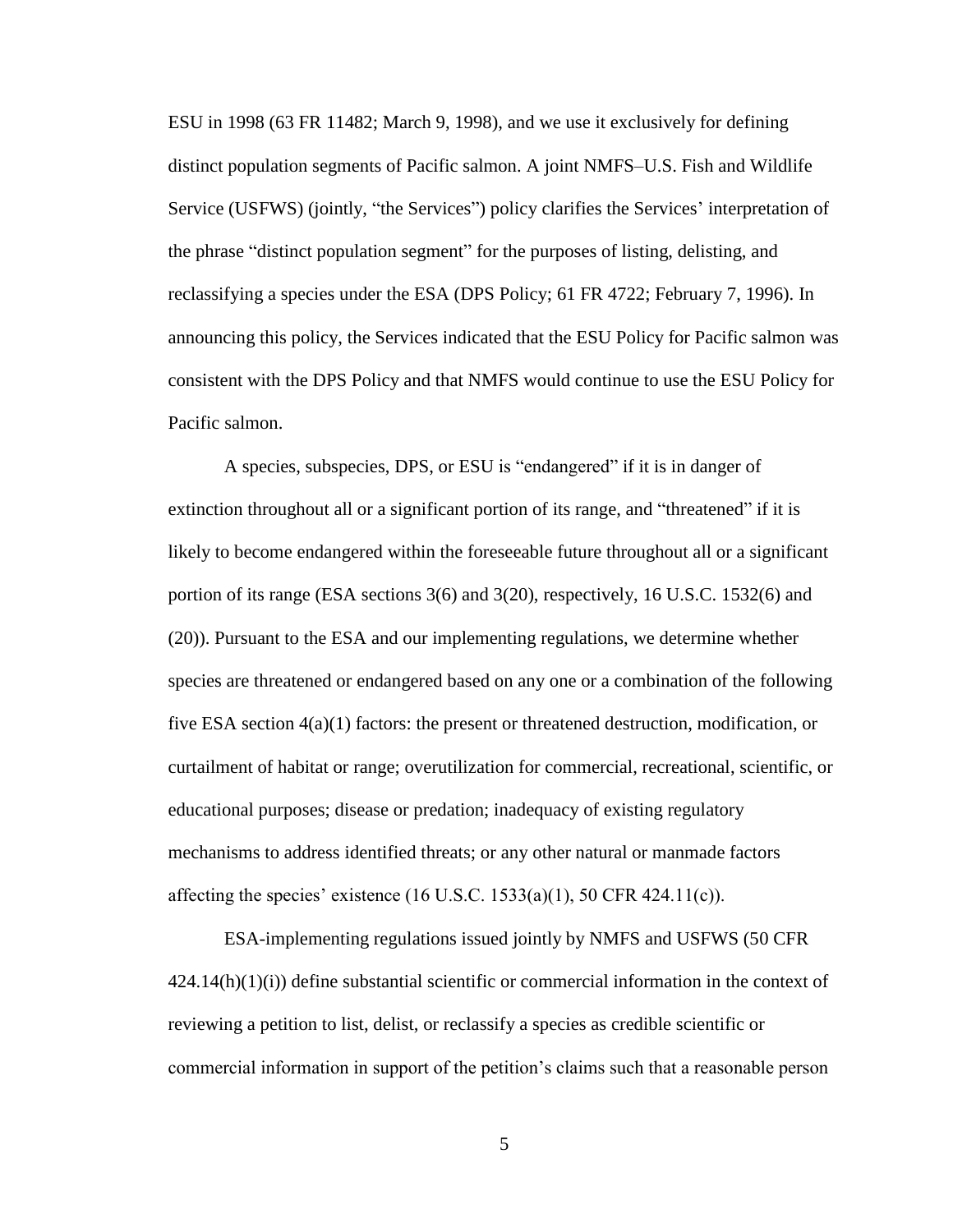ESU in 1998 (63 FR 11482; March 9, 1998), and we use it exclusively for defining distinct population segments of Pacific salmon. A joint NMFS–U.S. Fish and Wildlife Service (USFWS) (jointly, "the Services") policy clarifies the Services' interpretation of the phrase "distinct population segment" for the purposes of listing, delisting, and reclassifying a species under the ESA (DPS Policy; 61 FR 4722; February 7, 1996). In announcing this policy, the Services indicated that the ESU Policy for Pacific salmon was consistent with the DPS Policy and that NMFS would continue to use the ESU Policy for Pacific salmon.

A species, subspecies, DPS, or ESU is "endangered" if it is in danger of extinction throughout all or a significant portion of its range, and "threatened" if it is likely to become endangered within the foreseeable future throughout all or a significant portion of its range (ESA sections 3(6) and 3(20), respectively, 16 U.S.C. 1532(6) and (20)). Pursuant to the ESA and our implementing regulations, we determine whether species are threatened or endangered based on any one or a combination of the following five ESA section 4(a)(1) factors: the present or threatened destruction, modification, or curtailment of habitat or range; overutilization for commercial, recreational, scientific, or educational purposes; disease or predation; inadequacy of existing regulatory mechanisms to address identified threats; or any other natural or manmade factors affecting the species' existence (16 U.S.C. 1533(a)(1), 50 CFR 424.11(c)).

ESA-implementing regulations issued jointly by NMFS and USFWS (50 CFR 424.14(h)(1)(i)) define substantial scientific or commercial information in the context of reviewing a petition to list, delist, or reclassify a species as credible scientific or commercial information in support of the petition's claims such that a reasonable person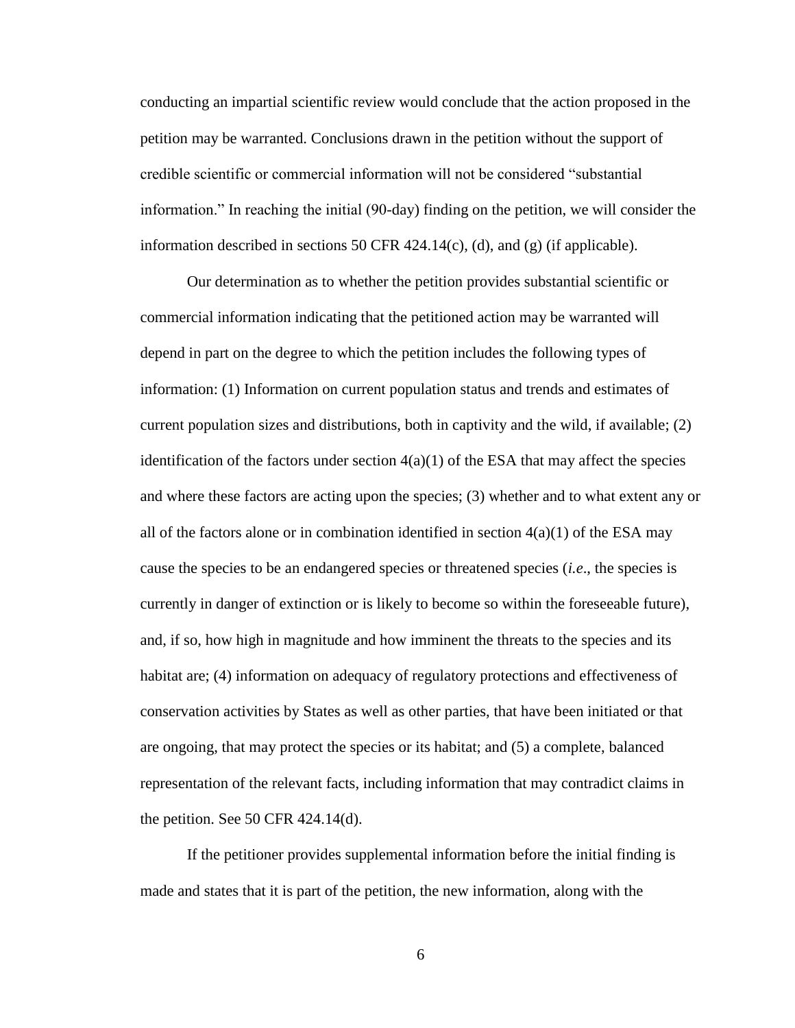conducting an impartial scientific review would conclude that the action proposed in the petition may be warranted. Conclusions drawn in the petition without the support of credible scientific or commercial information will not be considered "substantial information." In reaching the initial (90-day) finding on the petition, we will consider the information described in sections 50 CFR 424.14(c), (d), and (g) (if applicable).

Our determination as to whether the petition provides substantial scientific or commercial information indicating that the petitioned action may be warranted will depend in part on the degree to which the petition includes the following types of information: (1) Information on current population status and trends and estimates of current population sizes and distributions, both in captivity and the wild, if available; (2) identification of the factors under section 4(a)(1) of the ESA that may affect the species and where these factors are acting upon the species; (3) whether and to what extent any or all of the factors alone or in combination identified in section 4(a)(1) of the ESA may cause the species to be an endangered species or threatened species (*i.e*., the species is currently in danger of extinction or is likely to become so within the foreseeable future), and, if so, how high in magnitude and how imminent the threats to the species and its habitat are; (4) information on adequacy of regulatory protections and effectiveness of conservation activities by States as well as other parties, that have been initiated or that are ongoing, that may protect the species or its habitat; and (5) a complete, balanced representation of the relevant facts, including information that may contradict claims in the petition. See 50 CFR 424.14(d).

If the petitioner provides supplemental information before the initial finding is made and states that it is part of the petition, the new information, along with the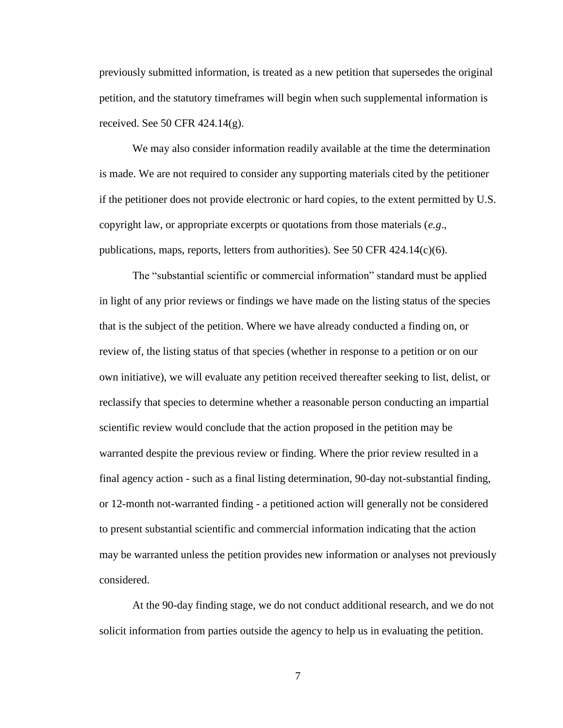previously submitted information, is treated as a new petition that supersedes the original petition, and the statutory timeframes will begin when such supplemental information is received. See 50 CFR 424.14(g).

We may also consider information readily available at the time the determination is made. We are not required to consider any supporting materials cited by the petitioner if the petitioner does not provide electronic or hard copies, to the extent permitted by U.S. copyright law, or appropriate excerpts or quotations from those materials (*e.g*., publications, maps, reports, letters from authorities). See 50 CFR 424.14(c)(6).

The "substantial scientific or commercial information" standard must be applied in light of any prior reviews or findings we have made on the listing status of the species that is the subject of the petition. Where we have already conducted a finding on, or review of, the listing status of that species (whether in response to a petition or on our own initiative), we will evaluate any petition received thereafter seeking to list, delist, or reclassify that species to determine whether a reasonable person conducting an impartial scientific review would conclude that the action proposed in the petition may be warranted despite the previous review or finding. Where the prior review resulted in a final agency action - such as a final listing determination, 90-day not-substantial finding, or 12-month not-warranted finding - a petitioned action will generally not be considered to present substantial scientific and commercial information indicating that the action may be warranted unless the petition provides new information or analyses not previously considered.

At the 90-day finding stage, we do not conduct additional research, and we do not solicit information from parties outside the agency to help us in evaluating the petition.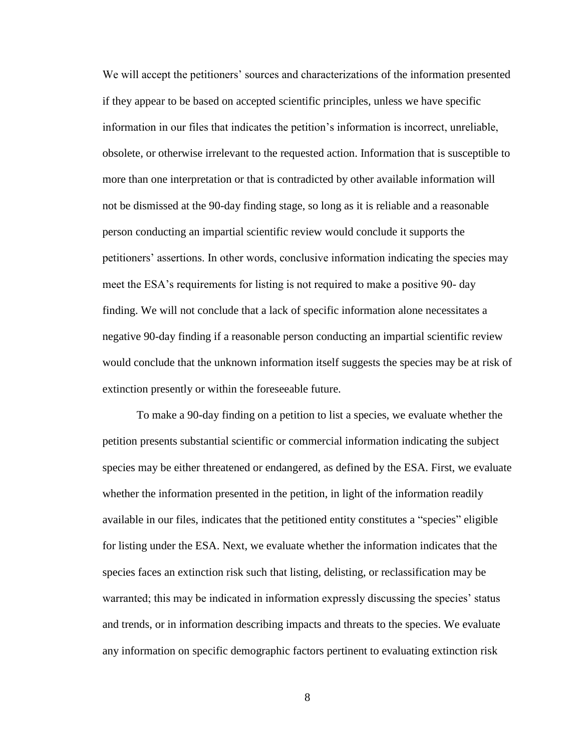We will accept the petitioners' sources and characterizations of the information presented if they appear to be based on accepted scientific principles, unless we have specific information in our files that indicates the petition's information is incorrect, unreliable, obsolete, or otherwise irrelevant to the requested action. Information that is susceptible to more than one interpretation or that is contradicted by other available information will not be dismissed at the 90-day finding stage, so long as it is reliable and a reasonable person conducting an impartial scientific review would conclude it supports the petitioners' assertions. In other words, conclusive information indicating the species may meet the ESA's requirements for listing is not required to make a positive 90- day finding. We will not conclude that a lack of specific information alone necessitates a negative 90-day finding if a reasonable person conducting an impartial scientific review would conclude that the unknown information itself suggests the species may be at risk of extinction presently or within the foreseeable future.

To make a 90-day finding on a petition to list a species, we evaluate whether the petition presents substantial scientific or commercial information indicating the subject species may be either threatened or endangered, as defined by the ESA. First, we evaluate whether the information presented in the petition, in light of the information readily available in our files, indicates that the petitioned entity constitutes a "species" eligible for listing under the ESA. Next, we evaluate whether the information indicates that the species faces an extinction risk such that listing, delisting, or reclassification may be warranted; this may be indicated in information expressly discussing the species' status and trends, or in information describing impacts and threats to the species. We evaluate any information on specific demographic factors pertinent to evaluating extinction risk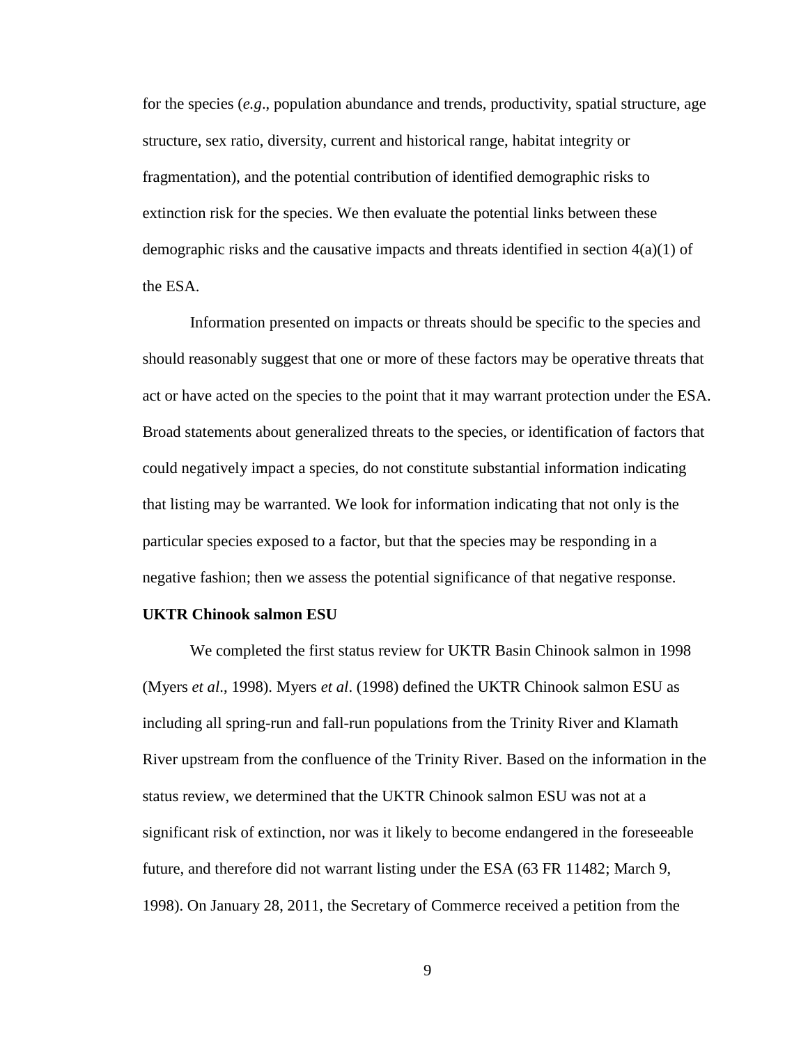for the species (*e.g*., population abundance and trends, productivity, spatial structure, age structure, sex ratio, diversity, current and historical range, habitat integrity or fragmentation), and the potential contribution of identified demographic risks to extinction risk for the species. We then evaluate the potential links between these demographic risks and the causative impacts and threats identified in section 4(a)(1) of the ESA.

Information presented on impacts or threats should be specific to the species and should reasonably suggest that one or more of these factors may be operative threats that act or have acted on the species to the point that it may warrant protection under the ESA. Broad statements about generalized threats to the species, or identification of factors that could negatively impact a species, do not constitute substantial information indicating that listing may be warranted. We look for information indicating that not only is the particular species exposed to a factor, but that the species may be responding in a negative fashion; then we assess the potential significance of that negative response.

**UKTR Chinook salmon ESU**

We completed the first status review for UKTR Basin Chinook salmon in 1998 (Myers *et al*., 1998). Myers *et al*. (1998) defined the UKTR Chinook salmon ESU as including all spring-run and fall-run populations from the Trinity River and Klamath River upstream from the confluence of the Trinity River. Based on the information in the status review, we determined that the UKTR Chinook salmon ESU was not at a significant risk of extinction, nor was it likely to become endangered in the foreseeable future, and therefore did not warrant listing under the ESA (63 FR 11482; March 9, 1998). On January 28, 2011, the Secretary of Commerce received a petition from the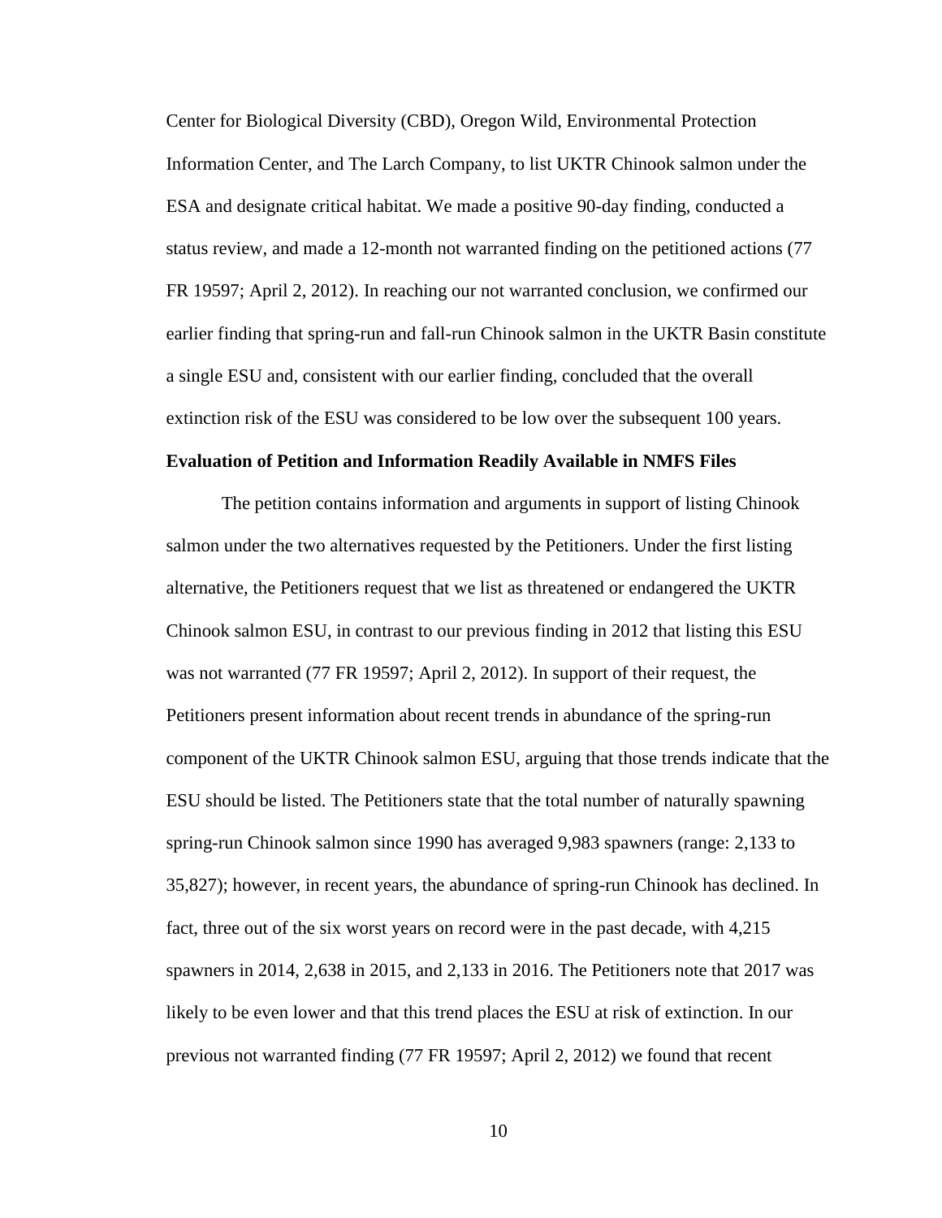Center for Biological Diversity (CBD), Oregon Wild, Environmental Protection Information Center, and The Larch Company, to list UKTR Chinook salmon under the ESA and designate critical habitat. We made a positive 90-day finding, conducted a status review, and made a 12-month not warranted finding on the petitioned actions (77 FR 19597; April 2, 2012). In reaching our not warranted conclusion, we confirmed our earlier finding that spring-run and fall-run Chinook salmon in the UKTR Basin constitute a single ESU and, consistent with our earlier finding, concluded that the overall extinction risk of the ESU was considered to be low over the subsequent 100 years.

**Evaluation of Petition and Information Readily Available in NMFS Files**

The petition contains information and arguments in support of listing Chinook salmon under the two alternatives requested by the Petitioners. Under the first listing alternative, the Petitioners request that we list as threatened or endangered the UKTR Chinook salmon ESU, in contrast to our previous finding in 2012 that listing this ESU was not warranted (77 FR 19597; April 2, 2012). In support of their request, the Petitioners present information about recent trends in abundance of the spring-run component of the UKTR Chinook salmon ESU, arguing that those trends indicate that the ESU should be listed. The Petitioners state that the total number of naturally spawning spring-run Chinook salmon since 1990 has averaged 9,983 spawners (range: 2,133 to 35,827); however, in recent years, the abundance of spring-run Chinook has declined. In fact, three out of the six worst years on record were in the past decade, with 4,215 spawners in 2014, 2,638 in 2015, and 2,133 in 2016. The Petitioners note that 2017 was likely to be even lower and that this trend places the ESU at risk of extinction. In our previous not warranted finding (77 FR 19597; April 2, 2012) we found that recent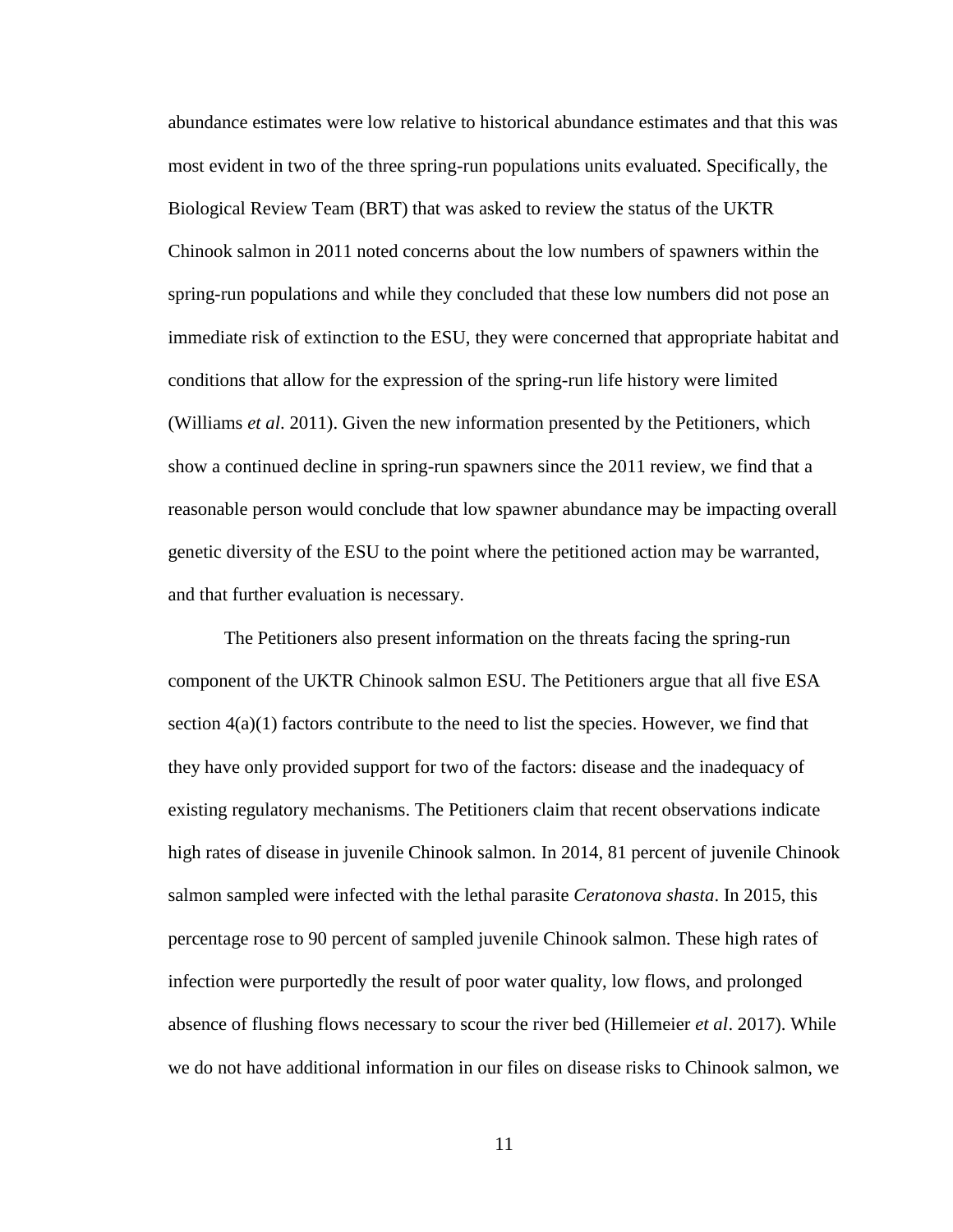abundance estimates were low relative to historical abundance estimates and that this was most evident in two of the three spring-run populations units evaluated. Specifically, the Biological Review Team (BRT) that was asked to review the status of the UKTR Chinook salmon in 2011 noted concerns about the low numbers of spawners within the spring-run populations and while they concluded that these low numbers did not pose an immediate risk of extinction to the ESU, they were concerned that appropriate habitat and conditions that allow for the expression of the spring-run life history were limited (Williams *et al*. 2011). Given the new information presented by the Petitioners, which show a continued decline in spring-run spawners since the 2011 review, we find that a reasonable person would conclude that low spawner abundance may be impacting overall genetic diversity of the ESU to the point where the petitioned action may be warranted, and that further evaluation is necessary.

The Petitioners also present information on the threats facing the spring-run component of the UKTR Chinook salmon ESU. The Petitioners argue that all five ESA section 4(a)(1) factors contribute to the need to list the species. However, we find that they have only provided support for two of the factors: disease and the inadequacy of existing regulatory mechanisms. The Petitioners claim that recent observations indicate high rates of disease in juvenile Chinook salmon. In 2014, 81 percent of juvenile Chinook salmon sampled were infected with the lethal parasite *Ceratonova shasta*. In 2015, this percentage rose to 90 percent of sampled juvenile Chinook salmon. These high rates of infection were purportedly the result of poor water quality, low flows, and prolonged absence of flushing flows necessary to scour the river bed (Hillemeier *et al*. 2017). While we do not have additional information in our files on disease risks to Chinook salmon, we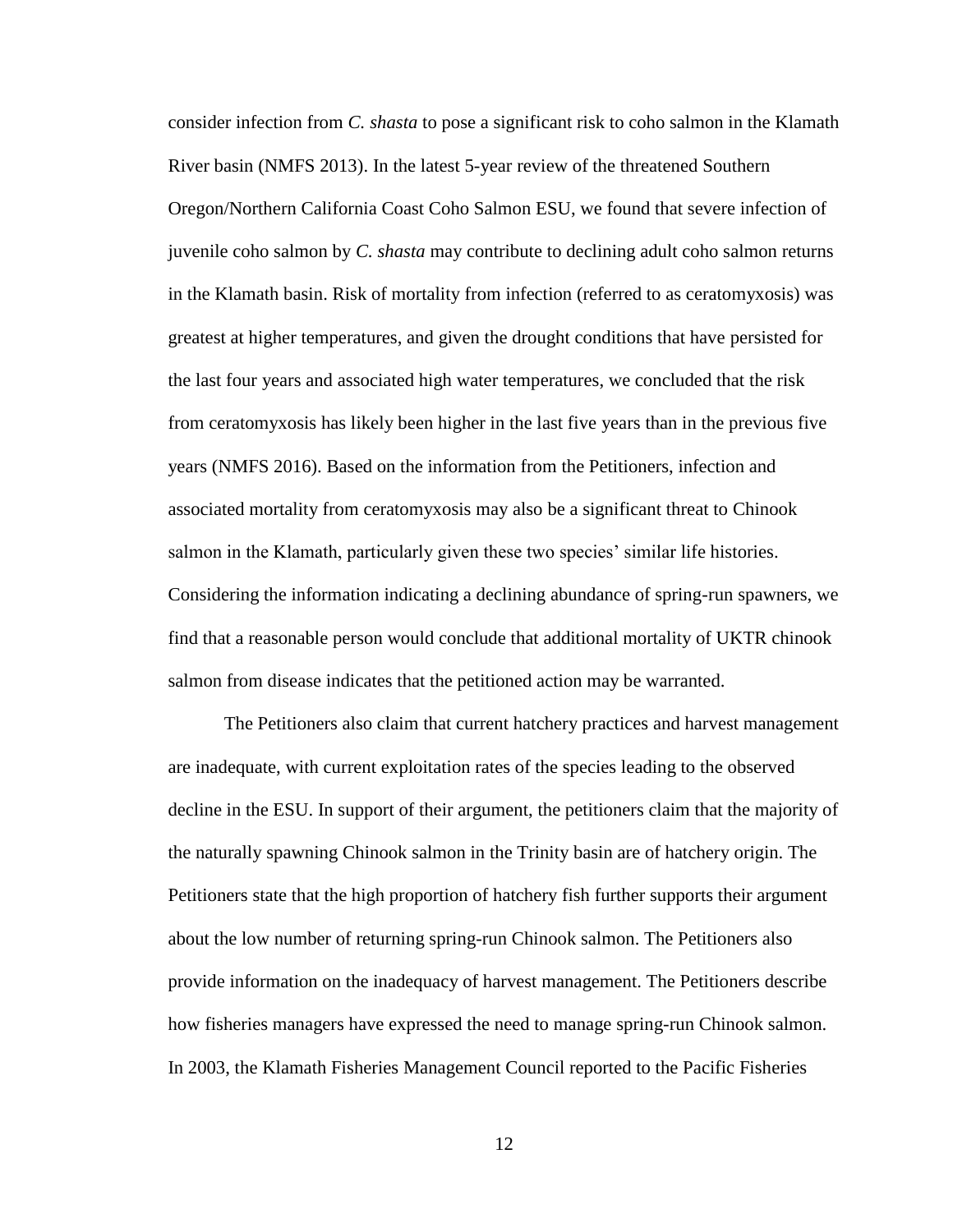consider infection from *C. shasta* to pose a significant risk to coho salmon in the Klamath River basin (NMFS 2013). In the latest 5-year review of the threatened Southern Oregon/Northern California Coast Coho Salmon ESU, we found that severe infection of juvenile coho salmon by *C. shasta* may contribute to declining adult coho salmon returns in the Klamath basin. Risk of mortality from infection (referred to as ceratomyxosis) was greatest at higher temperatures, and given the drought conditions that have persisted for the last four years and associated high water temperatures, we concluded that the risk from ceratomyxosis has likely been higher in the last five years than in the previous five years (NMFS 2016). Based on the information from the Petitioners, infection and associated mortality from ceratomyxosis may also be a significant threat to Chinook salmon in the Klamath, particularly given these two species' similar life histories. Considering the information indicating a declining abundance of spring-run spawners, we find that a reasonable person would conclude that additional mortality of UKTR chinook salmon from disease indicates that the petitioned action may be warranted.

The Petitioners also claim that current hatchery practices and harvest management are inadequate, with current exploitation rates of the species leading to the observed decline in the ESU. In support of their argument, the petitioners claim that the majority of the naturally spawning Chinook salmon in the Trinity basin are of hatchery origin. The Petitioners state that the high proportion of hatchery fish further supports their argument about the low number of returning spring-run Chinook salmon. The Petitioners also provide information on the inadequacy of harvest management. The Petitioners describe how fisheries managers have expressed the need to manage spring-run Chinook salmon. In 2003, the Klamath Fisheries Management Council reported to the Pacific Fisheries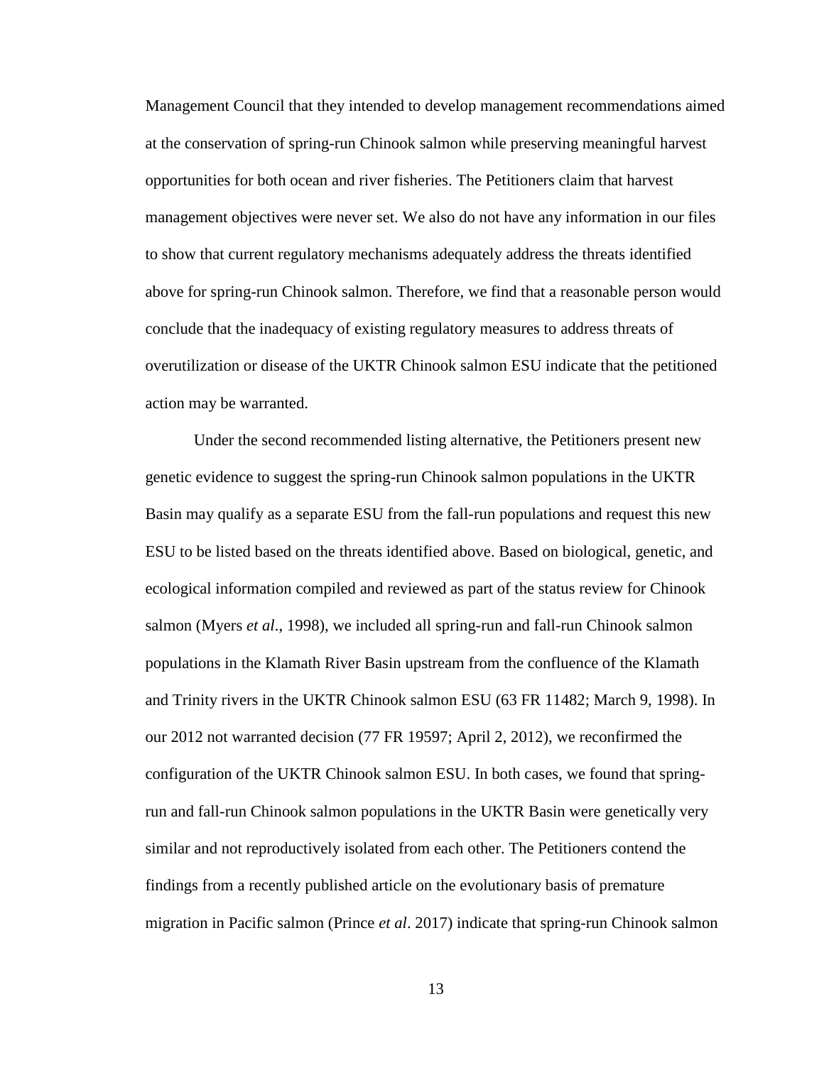Management Council that they intended to develop management recommendations aimed at the conservation of spring-run Chinook salmon while preserving meaningful harvest opportunities for both ocean and river fisheries. The Petitioners claim that harvest management objectives were never set. We also do not have any information in our files to show that current regulatory mechanisms adequately address the threats identified above for spring-run Chinook salmon. Therefore, we find that a reasonable person would conclude that the inadequacy of existing regulatory measures to address threats of overutilization or disease of the UKTR Chinook salmon ESU indicate that the petitioned action may be warranted.

Under the second recommended listing alternative, the Petitioners present new genetic evidence to suggest the spring-run Chinook salmon populations in the UKTR Basin may qualify as a separate ESU from the fall-run populations and request this new ESU to be listed based on the threats identified above. Based on biological, genetic, and ecological information compiled and reviewed as part of the status review for Chinook salmon (Myers *et al*., 1998), we included all spring-run and fall-run Chinook salmon populations in the Klamath River Basin upstream from the confluence of the Klamath and Trinity rivers in the UKTR Chinook salmon ESU (63 FR 11482; March 9, 1998). In our 2012 not warranted decision (77 FR 19597; April 2, 2012), we reconfirmed the configuration of the UKTR Chinook salmon ESU. In both cases, we found that spring-run and fall-run Chinook salmon populations in the UKTR Basin were genetically very similar and not reproductively isolated from each other. The Petitioners contend the findings from a recently published article on the evolutionary basis of premature migration in Pacific salmon (Prince *et al*. 2017) indicate that spring-run Chinook salmon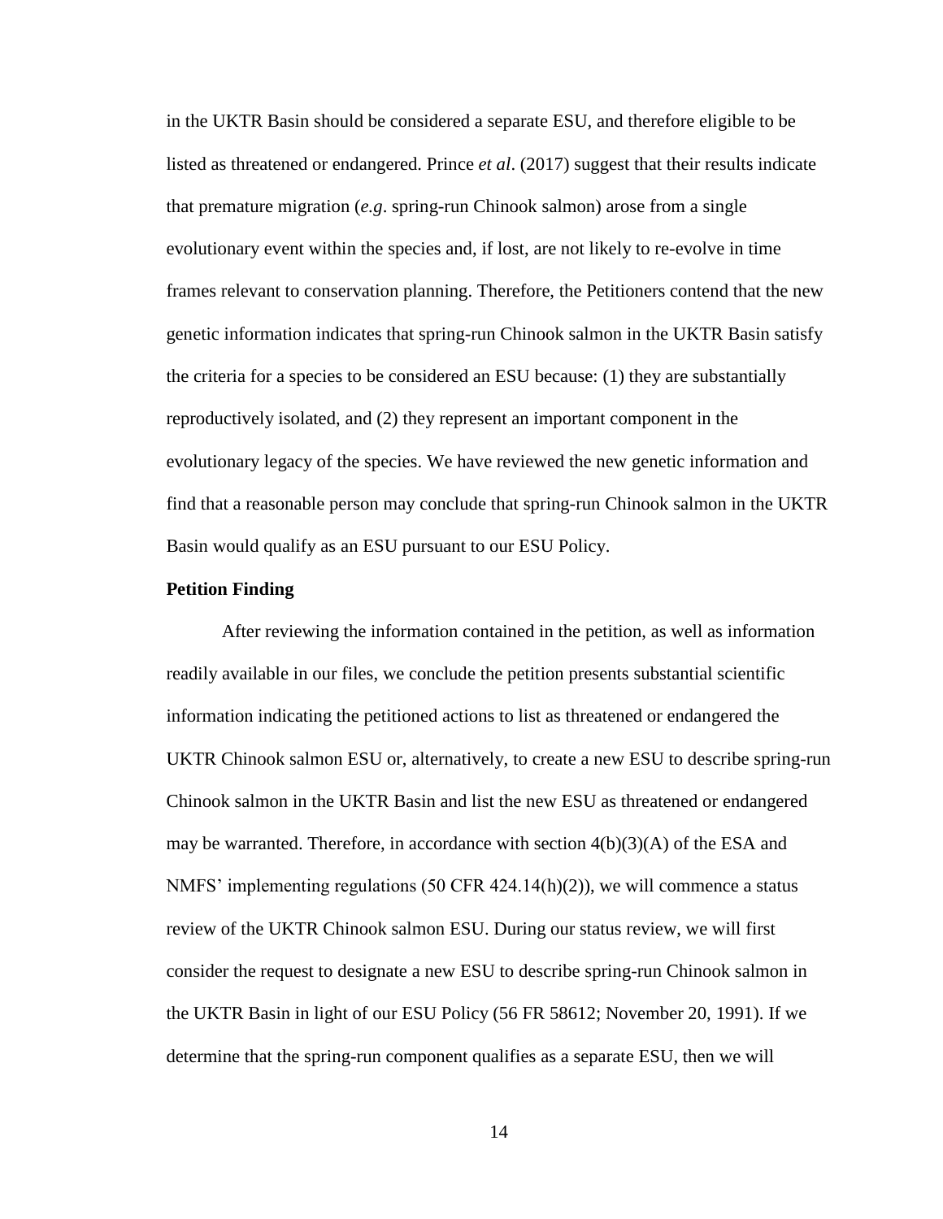in the UKTR Basin should be considered a separate ESU, and therefore eligible to be listed as threatened or endangered. Prince *et al*. (2017) suggest that their results indicate that premature migration (*e.g*. spring-run Chinook salmon) arose from a single evolutionary event within the species and, if lost, are not likely to re-evolve in time frames relevant to conservation planning. Therefore, the Petitioners contend that the new genetic information indicates that spring-run Chinook salmon in the UKTR Basin satisfy the criteria for a species to be considered an ESU because: (1) they are substantially reproductively isolated, and (2) they represent an important component in the evolutionary legacy of the species. We have reviewed the new genetic information and find that a reasonable person may conclude that spring-run Chinook salmon in the UKTR Basin would qualify as an ESU pursuant to our ESU Policy.

**Petition Finding**

After reviewing the information contained in the petition, as well as information readily available in our files, we conclude the petition presents substantial scientific information indicating the petitioned actions to list as threatened or endangered the UKTR Chinook salmon ESU or, alternatively, to create a new ESU to describe spring-run Chinook salmon in the UKTR Basin and list the new ESU as threatened or endangered may be warranted. Therefore, in accordance with section 4(b)(3)(A) of the ESA and NMFS' implementing regulations (50 CFR 424.14(h)(2)), we will commence a status review of the UKTR Chinook salmon ESU. During our status review, we will first consider the request to designate a new ESU to describe spring-run Chinook salmon in the UKTR Basin in light of our ESU Policy (56 FR 58612; November 20, 1991). If we determine that the spring-run component qualifies as a separate ESU, then we will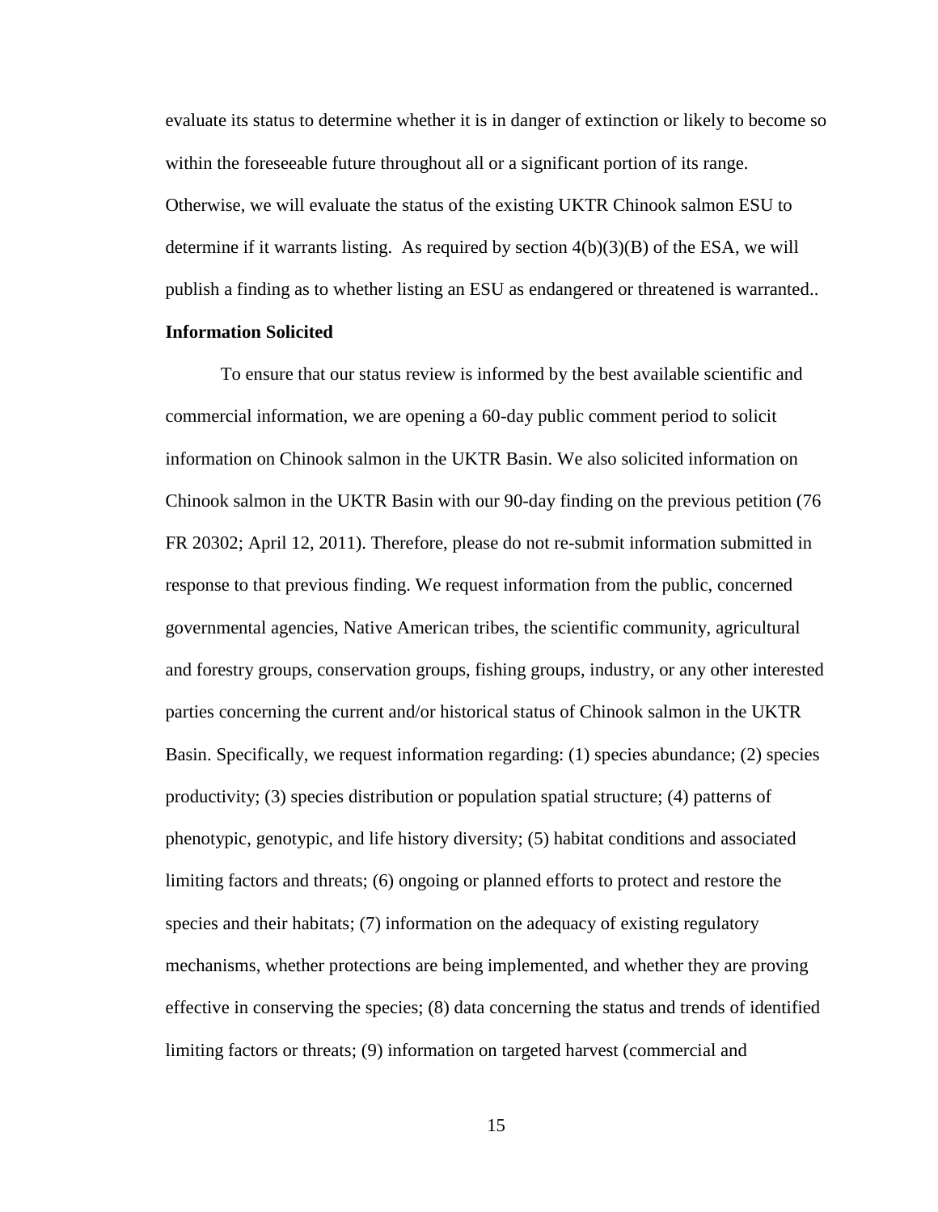evaluate its status to determine whether it is in danger of extinction or likely to become so within the foreseeable future throughout all or a significant portion of its range. Otherwise, we will evaluate the status of the existing UKTR Chinook salmon ESU to determine if it warrants listing. As required by section 4(b)(3)(B) of the ESA, we will publish a finding as to whether listing an ESU as endangered or threatened is warranted..

**Information Solicited**

To ensure that our status review is informed by the best available scientific and commercial information, we are opening a 60-day public comment period to solicit information on Chinook salmon in the UKTR Basin. We also solicited information on Chinook salmon in the UKTR Basin with our 90-day finding on the previous petition (76 FR 20302; April 12, 2011). Therefore, please do not re-submit information submitted in response to that previous finding. We request information from the public, concerned governmental agencies, Native American tribes, the scientific community, agricultural and forestry groups, conservation groups, fishing groups, industry, or any other interested parties concerning the current and/or historical status of Chinook salmon in the UKTR Basin. Specifically, we request information regarding: (1) species abundance; (2) species productivity; (3) species distribution or population spatial structure; (4) patterns of phenotypic, genotypic, and life history diversity; (5) habitat conditions and associated limiting factors and threats; (6) ongoing or planned efforts to protect and restore the species and their habitats; (7) information on the adequacy of existing regulatory mechanisms, whether protections are being implemented, and whether they are proving effective in conserving the species; (8) data concerning the status and trends of identified limiting factors or threats; (9) information on targeted harvest (commercial and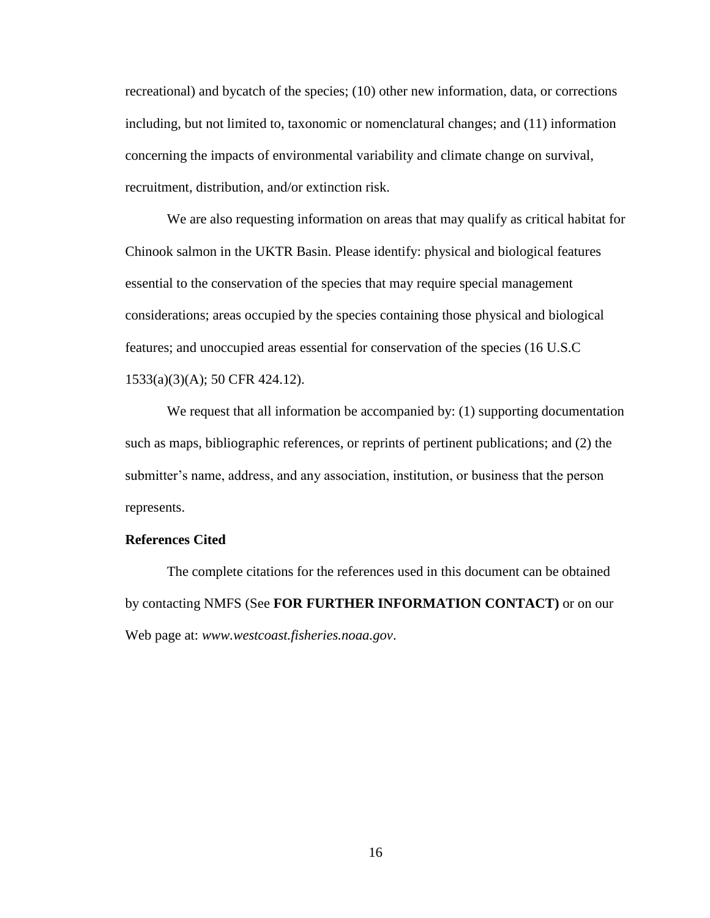recreational) and bycatch of the species; (10) other new information, data, or corrections including, but not limited to, taxonomic or nomenclatural changes; and (11) information concerning the impacts of environmental variability and climate change on survival, recruitment, distribution, and/or extinction risk.

We are also requesting information on areas that may qualify as critical habitat for Chinook salmon in the UKTR Basin. Please identify: physical and biological features essential to the conservation of the species that may require special management considerations; areas occupied by the species containing those physical and biological features; and unoccupied areas essential for conservation of the species (16 U.S.C 1533(a)(3)(A); 50 CFR 424.12).

We request that all information be accompanied by: (1) supporting documentation such as maps, bibliographic references, or reprints of pertinent publications; and (2) the submitter's name, address, and any association, institution, or business that the person represents.

**References Cited**

The complete citations for the references used in this document can be obtained by contacting NMFS (See **FOR FURTHER INFORMATION CONTACT)** or on our Web page at: *www.westcoast.fisheries.noaa.gov*.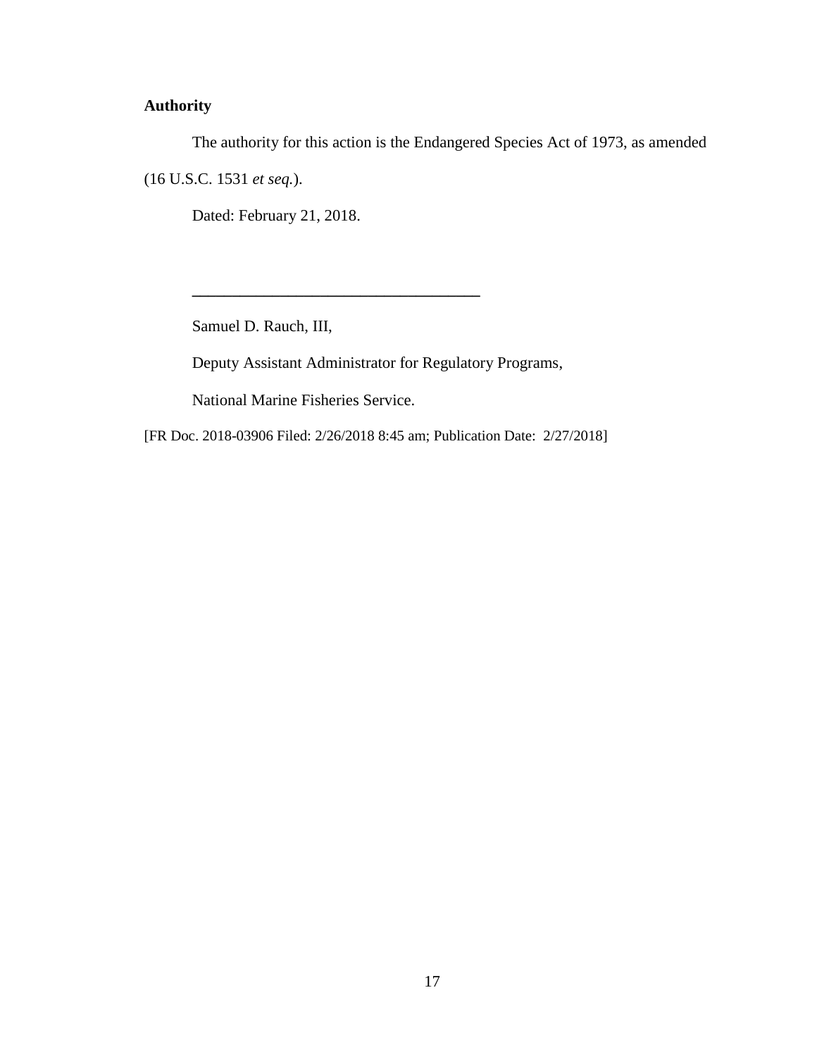**Authority**

The authority for this action is the Endangered Species Act of 1973, as amended (16 U.S.C. 1531 *et seq.*).

Dated: February 21, 2018.

\_\_\_\_\_\_\_\_\_\_\_\_\_\_\_\_\_\_\_\_\_\_\_\_\_\_\_\_\_\_\_\_\_\_\_

Samuel D. Rauch, III,

Deputy Assistant Administrator for Regulatory Programs,

National Marine Fisheries Service.

[FR Doc. 2018-03906 Filed: 2/26/2018 8:45 am; Publication Date: 2/27/2018]